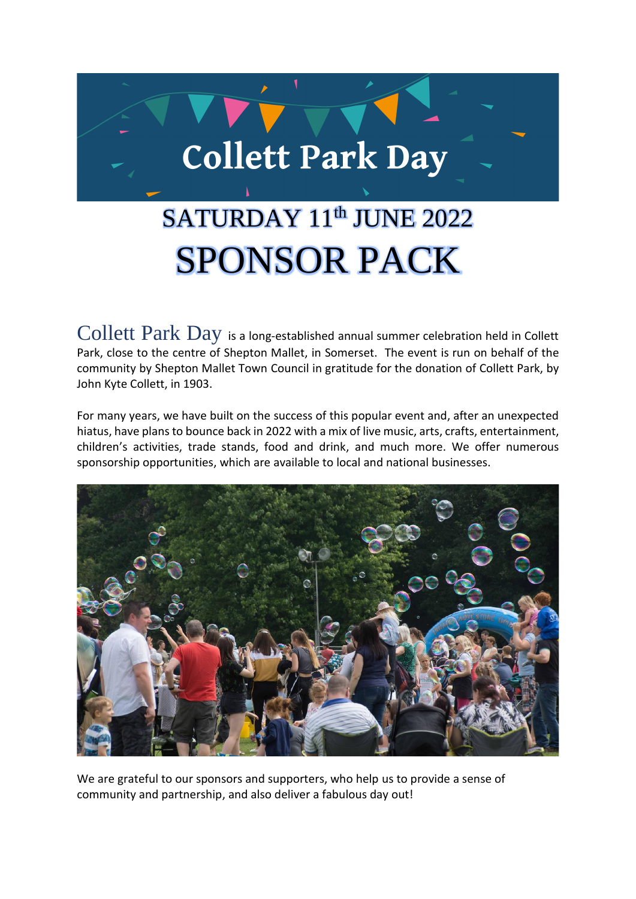# Collett Park Day

## SATURDAY 11th JUNE 2022

# SPONSOR PACK

Collett Park Day is a long-established annual summer celebration held in Collett Park, close to the centre of Shepton Mallet, in Somerset. The event is run on behalf of the community by Shepton Mallet Town Council in gratitude for the donation of Collett Park, by John Kyte Collett, in 1903.

For many years, we have built on the success of this popular event and, after an unexpected hiatus, have plans to bounce back in 2022 with a mix of live music, arts, crafts, entertainment, children's activities, trade stands, food and drink, and much more. We offer numerous sponsorship opportunities, which are available to local and national businesses.

We are grateful to our sponsors and supporters, who help us to provide a sense of community and partnership, and also deliver a fabulous day out!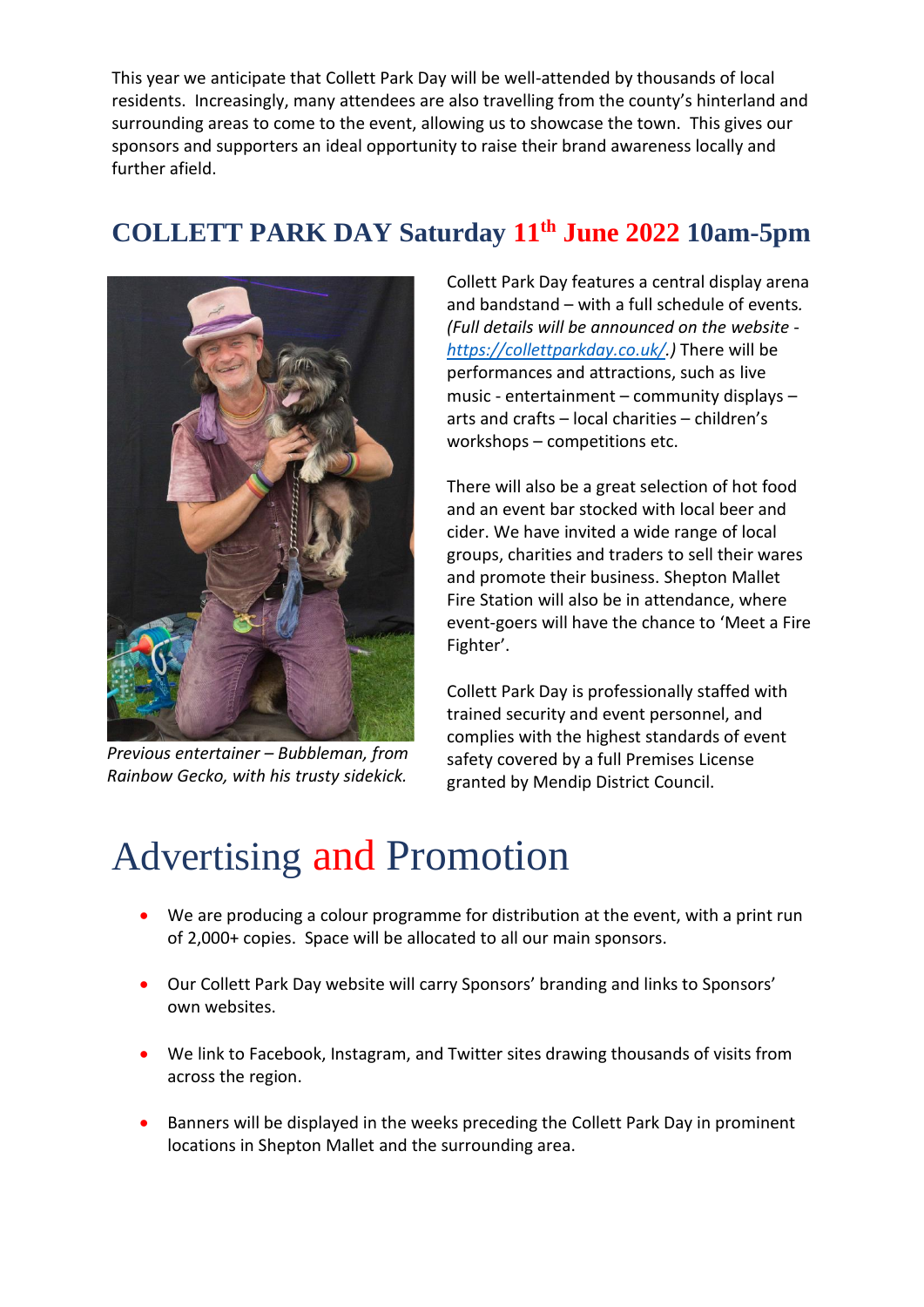This year we anticipate that Collett Park Day will be well-attended by thousands of local residents. Increasingly, many attendees are also travelling from the county's hinterland and surrounding areas to come to the event, allowing us to showcase the town. This gives our sponsors and supporters an ideal opportunity to raise their brand awareness locally and further afield.

## COLLETT PARK DAY Saturday 11th June 2022 10am-5pm

*Previous entertainer – Bubbleman, from Rainbow Gecko, with his trusty sidekick.*

Collett Park Day features a central display arena and bandstand – with a full schedule of events. *(Full details will be announced on the website - [https://collettparkday.co.uk/](https://collettparkday.co.uk/).)* There will be performances and attractions, such as live music - entertainment – community displays – arts and crafts – local charities – children's workshops – competitions etc.

There will also be a great selection of hot food and an event bar stocked with local beer and cider. We have invited a wide range of local groups, charities and traders to sell their wares and promote their business. Shepton Mallet Fire Station will also be in attendance, where event-goers will have the chance to 'Meet a Fire Fighter'.

Collett Park Day is professionally staffed with trained security and event personnel, and complies with the highest standards of event safety covered by a full Premises License granted by Mendip District Council.

# Advertising and Promotion

- We are producing a colour programme for distribution at the event, with a print run of 2,000+ copies. Space will be allocated to all our main sponsors.
- Our Collett Park Day website will carry Sponsors' branding and links to Sponsors' own websites.
- We link to Facebook, Instagram, and Twitter sites drawing thousands of visits from across the region.
- Banners will be displayed in the weeks preceding the Collett Park Day in prominent locations in Shepton Mallet and the surrounding area.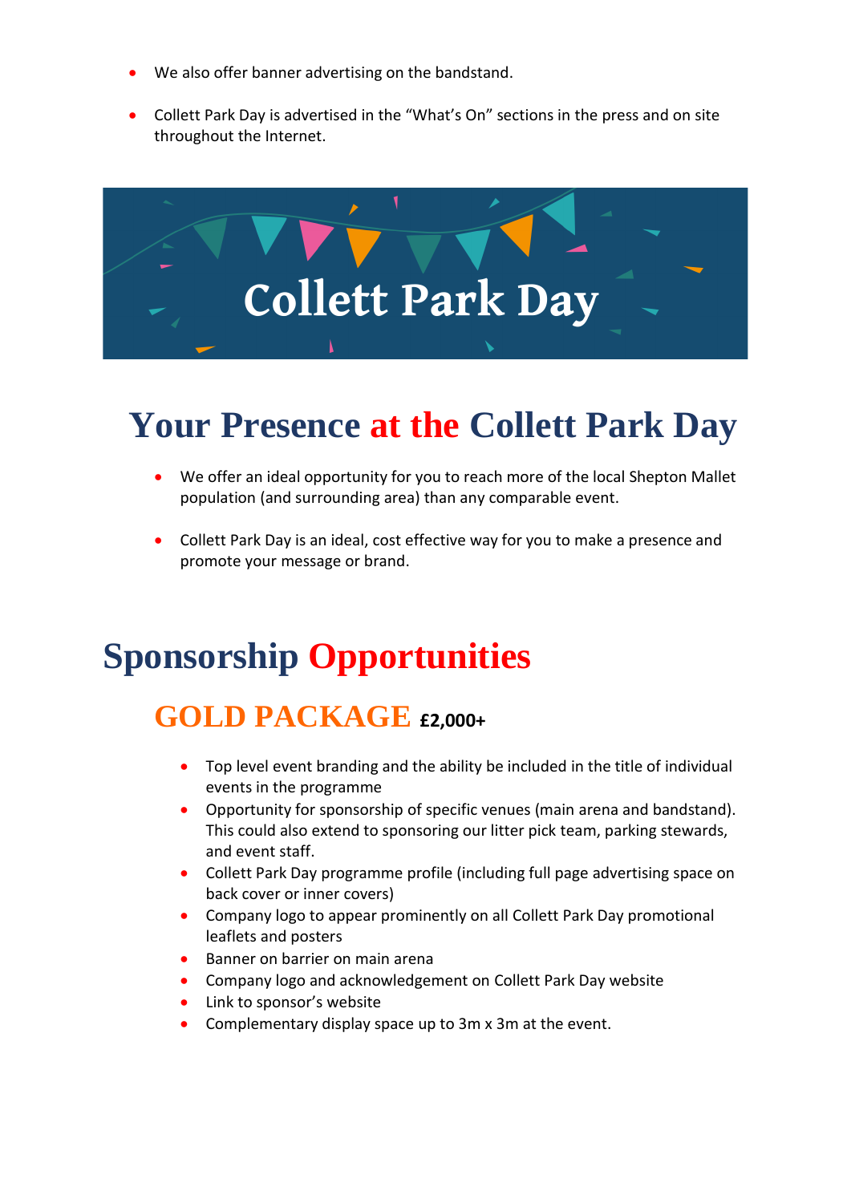- We also offer banner advertising on the bandstand.
- Collett Park Day is advertised in the "What's On" sections in the press and on site throughout the Internet.

Collett Park Day

# Your Presence at the Collett Park Day

- We offer an ideal opportunity for you to reach more of the local Shepton Mallet population (and surrounding area) than any comparable event.
- Collett Park Day is an ideal, cost effective way for you to make a presence and promote your message or brand.

# Sponsorship Opportunities

## GOLD PACKAGE £2,000+

- Top level event branding and the ability be included in the title of individual events in the programme
- Opportunity for sponsorship of specific venues (main arena and bandstand). This could also extend to sponsoring our litter pick team, parking stewards, and event staff.
- Collett Park Day programme profile (including full page advertising space on back cover or inner covers)
- Company logo to appear prominently on all Collett Park Day promotional leaflets and posters
- Banner on barrier on main arena
- Company logo and acknowledgement on Collett Park Day website
- Link to sponsor's website
- Complementary display space up to 3m x 3m at the event.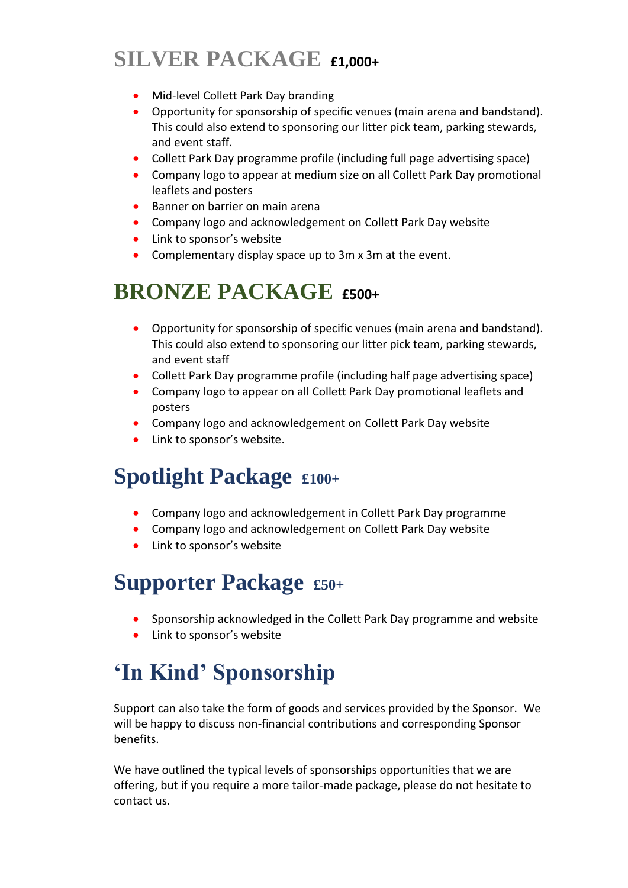## SILVER PACKAGE **£1,000+**

- Mid-level Collett Park Day branding
- Opportunity for sponsorship of specific venues (main arena and bandstand). This could also extend to sponsoring our litter pick team, parking stewards, and event staff.
- Collett Park Day programme profile (including full page advertising space)
- Company logo to appear at medium size on all Collett Park Day promotional leaflets and posters
- Banner on barrier on main arena
- Company logo and acknowledgement on Collett Park Day website
- Link to sponsor's website
- Complementary display space up to 3m x 3m at the event.

## BRONZE PACKAGE **£500+**

- Opportunity for sponsorship of specific venues (main arena and bandstand). This could also extend to sponsoring our litter pick team, parking stewards, and event staff
- Collett Park Day programme profile (including half page advertising space)
- Company logo to appear on all Collett Park Day promotional leaflets and posters
- Company logo and acknowledgement on Collett Park Day website
- Link to sponsor's website.

## Spotlight Package **£100+**

- Company logo and acknowledgement in Collett Park Day programme
- Company logo and acknowledgement on Collett Park Day website
- Link to sponsor's website

## Supporter Package **£50+**

- Sponsorship acknowledged in the Collett Park Day programme and website
- Link to sponsor's website

## 'In Kind' Sponsorship

Support can also take the form of goods and services provided by the Sponsor. We will be happy to discuss non-financial contributions and corresponding Sponsor benefits.

We have outlined the typical levels of sponsorships opportunities that we are offering, but if you require a more tailor-made package, please do not hesitate to contact us.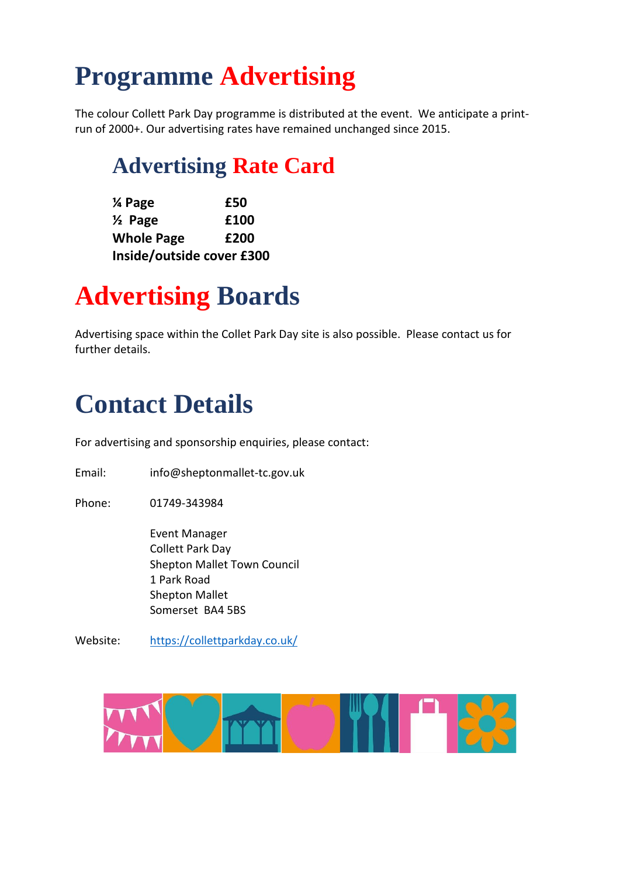# Programme Advertising

The colour Collett Park Day programme is distributed at the event. We anticipate a print-run of 2000+. Our advertising rates have remained unchanged since 2015.

## Advertising Rate Card

| | |
|---|---|
| **¼ Page** | **£50** |
| **½ Page** | **£100** |
| **Whole Page** | **£200** |
| **Inside/outside cover** | **£300** |

# Advertising Boards

Advertising space within the Collet Park Day site is also possible. Please contact us for further details.

# Contact Details

For advertising and sponsorship enquiries, please contact:

Email: info@sheptonmallet-tc.gov.uk

Phone: 01749-343984

Event Manager
Collett Park Day
Shepton Mallet Town Council
1 Park Road
Shepton Mallet
Somerset BA4 5BS

Website: [https://collettparkday.co.uk/](https://collettparkday.co.uk/)